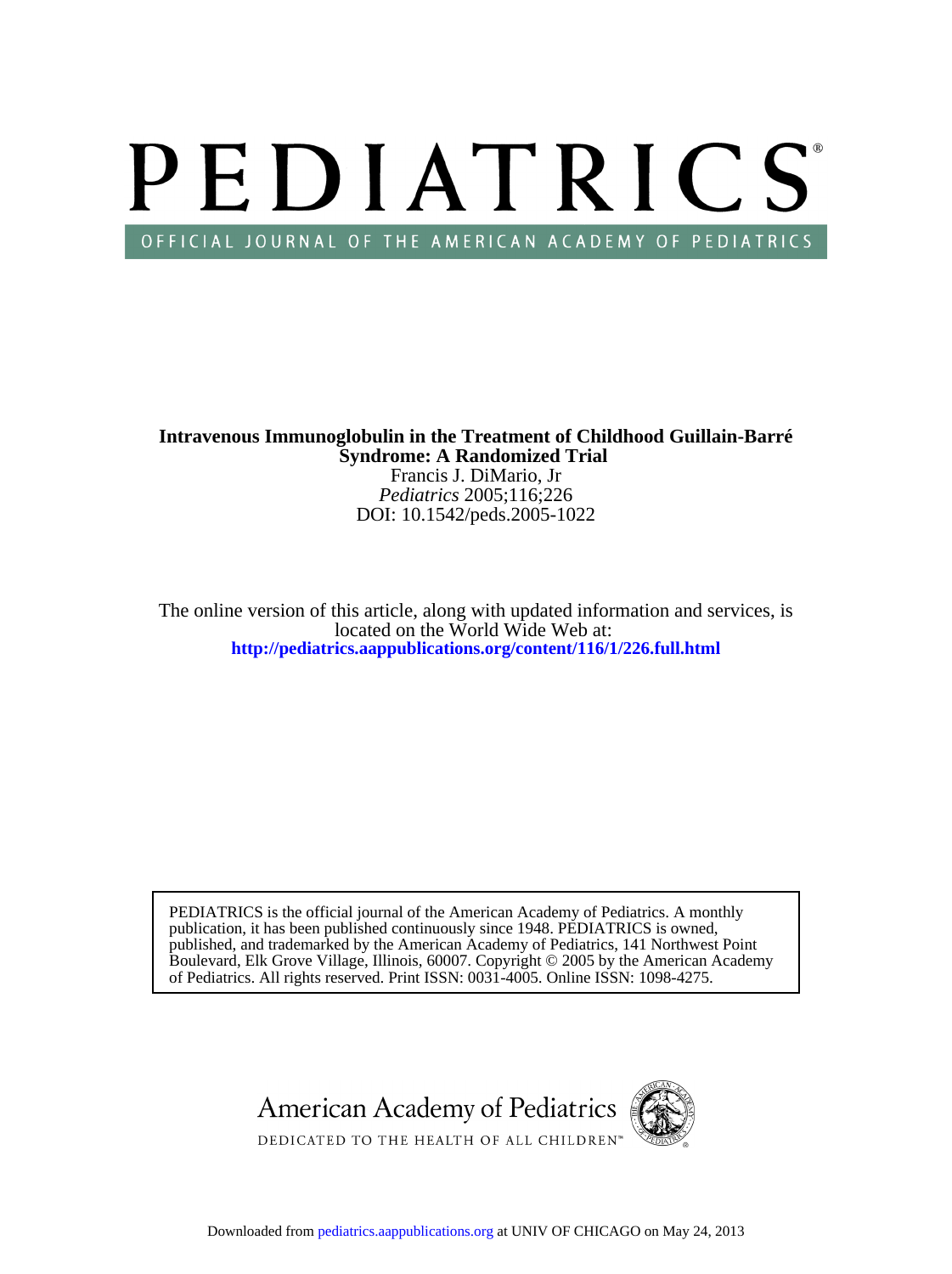# PEDIATRICS

OFFICIAL JOURNAL OF THE AMERICAN ACADEMY OF PEDIATRICS

**Intravenous Immunoglobulin in the Treatment of Childhood Guillain-Barré Syndrome: A Randomized Trial**

Francis J. DiMario, Jr

*Pediatrics* 2005;116;226

DOI: 10.1542/peds.2005-1022

The online version of this article, along with updated information and services, is located on the World Wide Web at:

**http://pediatrics.aappublications.org/content/116/1/226.full.html**

PEDIATRICS is the official journal of the American Academy of Pediatrics. A monthly publication, it has been published continuously since 1948. PEDIATRICS is owned, published, and trademarked by the American Academy of Pediatrics, 141 Northwest Point Boulevard, Elk Grove Village, Illinois, 60007. Copyright © 2005 by the American Academy of Pediatrics. All rights reserved. Print ISSN: 0031-4005. Online ISSN: 1098-4275.

American Academy of Pediatrics

DEDICATED TO THE HEALTH OF ALL CHILDREN™

Downloaded from pediatrics.aappublications.org at UNIV OF CHICAGO on May 24, 2013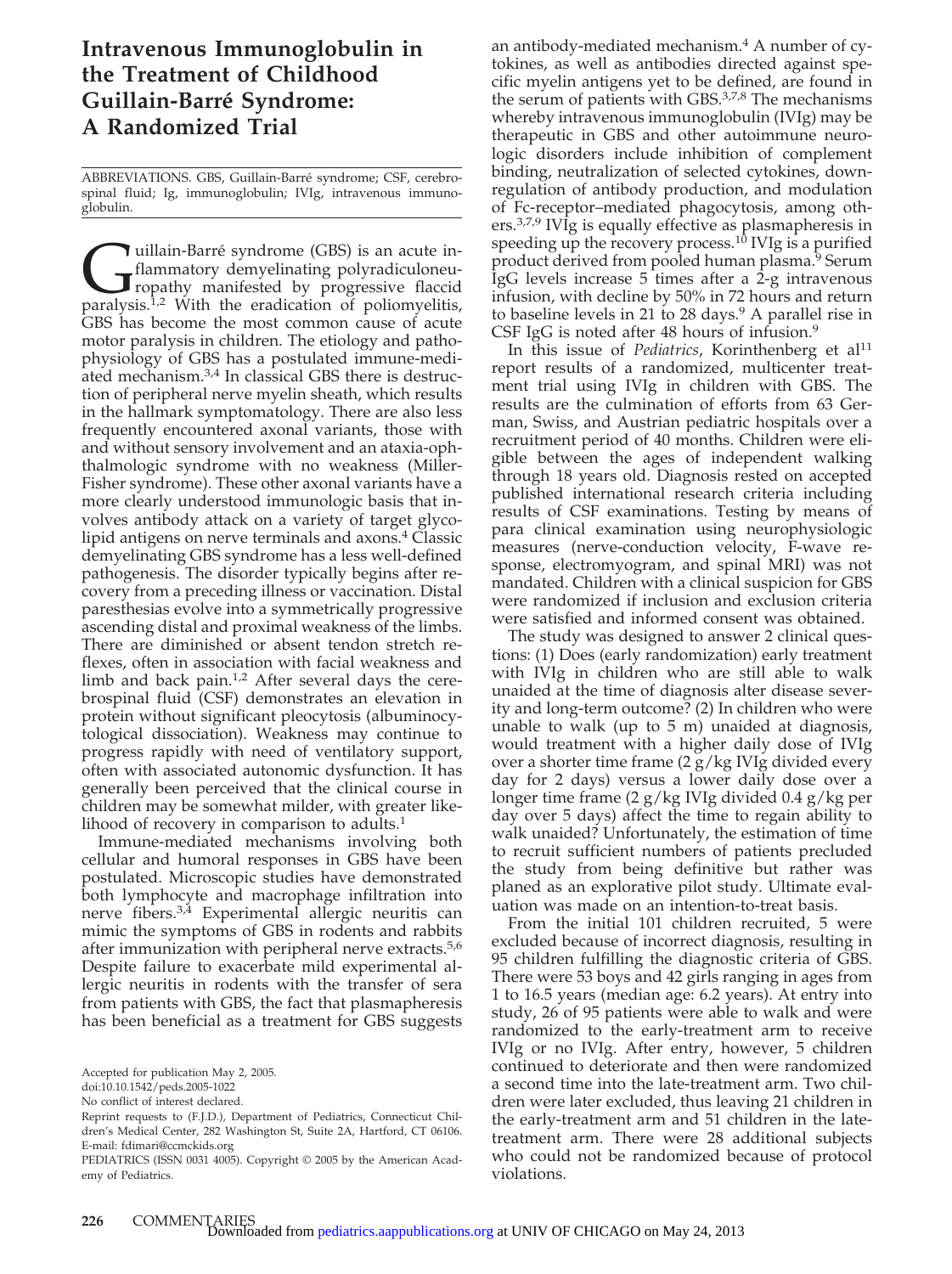# Intravenous Immunoglobulin in the Treatment of Childhood Guillain-Barré Syndrome: A Randomized Trial

ABBREVIATIONS. GBS, Guillain-Barré syndrome; CSF, cerebrospinal fluid; Ig, immunoglobulin; IVIg, intravenous immunoglobulin.

Guillain-Barré syndrome (GBS) is an acute inflammatory demyelinating polyradiculoneuropathy manifested by progressive flaccid paralysis.[1,2] With the eradication of poliomyelitis, GBS has become the most common cause of acute motor paralysis in children. The etiology and pathophysiology of GBS has a postulated immune-mediated mechanism.[3,4] In classical GBS there is destruction of peripheral nerve myelin sheath, which results in the hallmark symptomatology. There are also less frequently encountered axonal variants, those with and without sensory involvement and an ataxia-ophthalmologic syndrome with no weakness (Miller-Fisher syndrome). These other axonal variants have a more clearly understood immunologic basis that involves antibody attack on a variety of target glycolipid antigens on nerve terminals and axons.[4] Classic demyelinating GBS syndrome has a less well-defined pathogenesis. The disorder typically begins after recovery from a preceding illness or vaccination. Distal paresthesias evolve into a symmetrically progressive ascending distal and proximal weakness of the limbs. There are diminished or absent tendon stretch reflexes, often in association with facial weakness and limb and back pain.[1,2] After several days the cerebrospinal fluid (CSF) demonstrates an elevation in protein without significant pleocytosis (albuminocytological dissociation). Weakness may continue to progress rapidly with need of ventilatory support, often with associated autonomic dysfunction. It has generally been perceived that the clinical course in children may be somewhat milder, with greater likelihood of recovery in comparison to adults.[1]

Immune-mediated mechanisms involving both cellular and humoral responses in GBS have been postulated. Microscopic studies have demonstrated both lymphocyte and macrophage infiltration into nerve fibers.[3,4] Experimental allergic neuritis can mimic the symptoms of GBS in rodents and rabbits after immunization with peripheral nerve extracts.[5,6] Despite failure to exacerbate mild experimental allergic neuritis in rodents with the transfer of sera from patients with GBS, the fact that plasmapheresis has been beneficial as a treatment for GBS suggests an antibody-mediated mechanism.[4] A number of cytokines, as well as antibodies directed against specific myelin antigens yet to be defined, are found in the serum of patients with GBS.[3,7,8] The mechanisms whereby intravenous immunoglobulin (IVIg) may be therapeutic in GBS and other autoimmune neurologic disorders include inhibition of complement binding, neutralization of selected cytokines, downregulation of antibody production, and modulation of Fc-receptor–mediated phagocytosis, among others.[3,7,9] IVIg is equally effective as plasmapheresis in speeding up the recovery process.[10] IVIg is a purified product derived from pooled human plasma.[9] Serum IgG levels increase 5 times after a 2-g intravenous infusion, with decline by 50% in 72 hours and return to baseline levels in 21 to 28 days.[9] A parallel rise in CSF IgG is noted after 48 hours of infusion.[9]

In this issue of *Pediatrics*, Korinthenberg et al[11] report results of a randomized, multicenter treatment trial using IVIg in children with GBS. The results are the culmination of efforts from 63 German, Swiss, and Austrian pediatric hospitals over a recruitment period of 40 months. Children were eligible between the ages of independent walking through 18 years old. Diagnosis rested on accepted published international research criteria including results of CSF examinations. Testing by means of para clinical examination using neurophysiologic measures (nerve-conduction velocity, F-wave response, electromyogram, and spinal MRI) was not mandated. Children with a clinical suspicion for GBS were randomized if inclusion and exclusion criteria were satisfied and informed consent was obtained.

The study was designed to answer 2 clinical questions: (1) Does (early randomization) early treatment with IVIg in children who are still able to walk unaided at the time of diagnosis alter disease severity and long-term outcome? (2) In children who were unable to walk (up to 5 m) unaided at diagnosis, would treatment with a higher daily dose of IVIg over a shorter time frame (2 g/kg IVIg divided every day for 2 days) versus a lower daily dose over a longer time frame (2 g/kg IVIg divided 0.4 g/kg per day over 5 days) affect the time to regain ability to walk unaided? Unfortunately, the estimation of time to recruit sufficient numbers of patients precluded the study from being definitive but rather was planed as an explorative pilot study. Ultimate evaluation was made on an intention-to-treat basis.

From the initial 101 children recruited, 5 were excluded because of incorrect diagnosis, resulting in 95 children fulfilling the diagnostic criteria of GBS. There were 53 boys and 42 girls ranging in ages from 1 to 16.5 years (median age: 6.2 years). At entry into study, 26 of 95 patients were able to walk and were randomized to the early-treatment arm to receive IVIg or no IVIg. After entry, however, 5 children continued to deteriorate and then were randomized a second time into the late-treatment arm. Two children were later excluded, thus leaving 21 children in the early-treatment arm and 51 children in the late-treatment arm. There were 28 additional subjects who could not be randomized because of protocol violations.

Accepted for publication May 2, 2005.
doi:10.10.1542/peds.2005-1022
No conflict of interest declared.
Reprint requests to (F.J.D.), Department of Pediatrics, Connecticut Children's Medical Center, 282 Washington St, Suite 2A, Hartford, CT 06106. E-mail: fdimari@ccmckids.org
PEDIATRICS (ISSN 0031 4005). Copyright © 2005 by the American Academy of Pediatrics.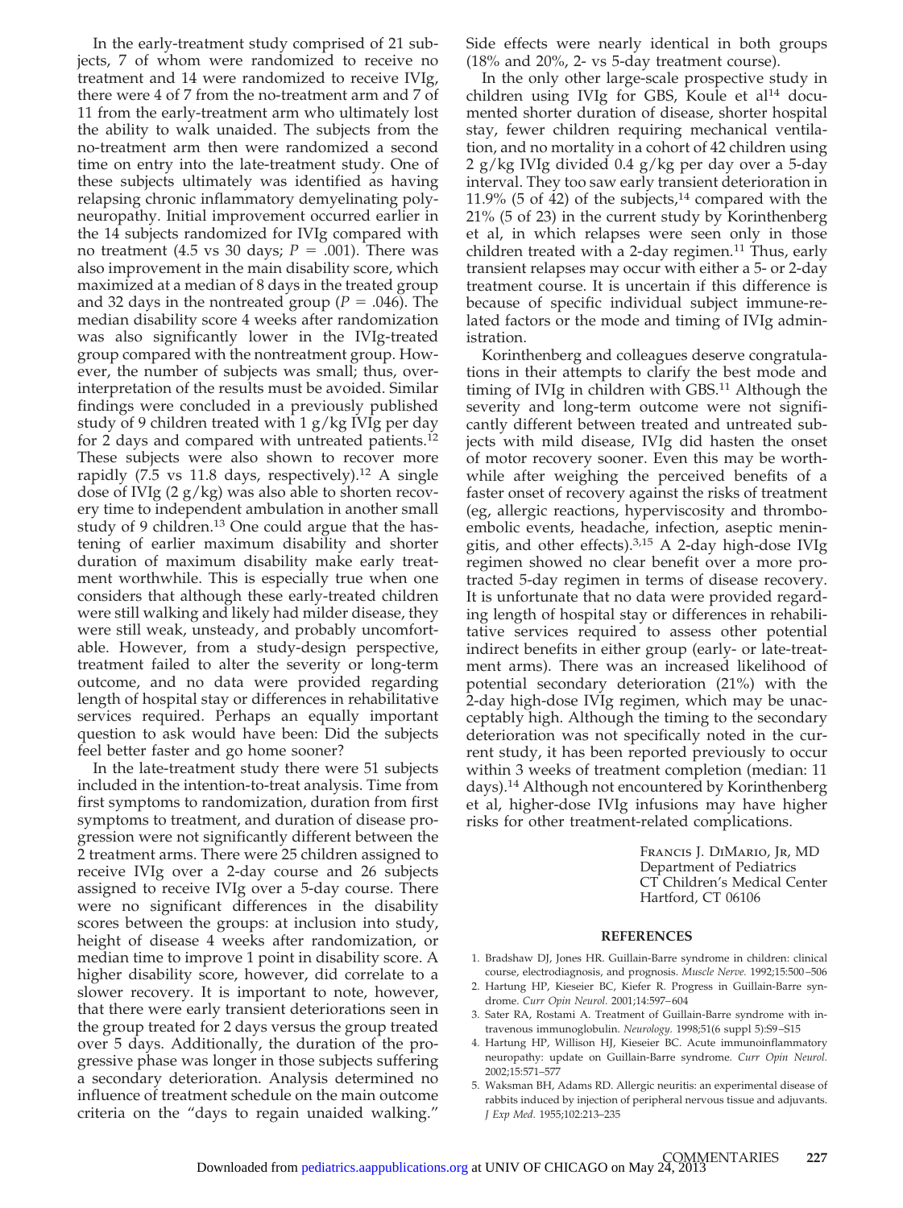In the early-treatment study comprised of 21 subjects, 7 of whom were randomized to receive no treatment and 14 were randomized to receive IVIg, there were 4 of 7 from the no-treatment arm and 7 of 11 from the early-treatment arm who ultimately lost the ability to walk unaided. The subjects from the no-treatment arm then were randomized a second time on entry into the late-treatment study. One of these subjects ultimately was identified as having relapsing chronic inflammatory demyelinating polyneuropathy. Initial improvement occurred earlier in the 14 subjects randomized for IVIg compared with no treatment (4.5 vs 30 days; $P = .001$). There was also improvement in the main disability score, which maximized at a median of 8 days in the treated group and 32 days in the nontreated group ($P = .046$). The median disability score 4 weeks after randomization was also significantly lower in the IVIg-treated group compared with the nontreatment group. However, the number of subjects was small; thus, overinterpretation of the results must be avoided. Similar findings were concluded in a previously published study of 9 children treated with 1 g/kg IVIg per day for 2 days and compared with untreated patients.[12] These subjects were also shown to recover more rapidly (7.5 vs 11.8 days, respectively).[12] A single dose of IVIg (2 g/kg) was also able to shorten recovery time to independent ambulation in another small study of 9 children.[13] One could argue that the hastening of earlier maximum disability and shorter duration of maximum disability make early treatment worthwhile. This is especially true when one considers that although these early-treated children were still walking and likely had milder disease, they were still weak, unsteady, and probably uncomfortable. However, from a study-design perspective, treatment failed to alter the severity or long-term outcome, and no data were provided regarding length of hospital stay or differences in rehabilitative services required. Perhaps an equally important question to ask would have been: Did the subjects feel better faster and go home sooner?

In the late-treatment study there were 51 subjects included in the intention-to-treat analysis. Time from first symptoms to randomization, duration from first symptoms to treatment, and duration of disease progression were not significantly different between the 2 treatment arms. There were 25 children assigned to receive IVIg over a 2-day course and 26 subjects assigned to receive IVIg over a 5-day course. There were no significant differences in the disability scores between the groups: at inclusion into study, height of disease 4 weeks after randomization, or median time to improve 1 point in disability score. A higher disability score, however, did correlate to a slower recovery. It is important to note, however, that there were early transient deteriorations seen in the group treated for 2 days versus the group treated over 5 days. Additionally, the duration of the progressive phase was longer in those subjects suffering a secondary deterioration. Analysis determined no influence of treatment schedule on the main outcome criteria on the "days to regain unaided walking." Side effects were nearly identical in both groups (18% and 20%, 2- vs 5-day treatment course).

In the only other large-scale prospective study in children using IVIg for GBS, Koule et al[14] documented shorter duration of disease, shorter hospital stay, fewer children requiring mechanical ventilation, and no mortality in a cohort of 42 children using 2 g/kg IVIg divided 0.4 g/kg per day over a 5-day interval. They too saw early transient deterioration in 11.9% (5 of 42) of the subjects,[14] compared with the 21% (5 of 23) in the current study by Korinthenberg et al, in which relapses were seen only in those children treated with a 2-day regimen.[11] Thus, early transient relapses may occur with either a 5- or 2-day treatment course. It is uncertain if this difference is because of specific individual subject immune-related factors or the mode and timing of IVIg administration.

Korinthenberg and colleagues deserve congratulations in their attempts to clarify the best mode and timing of IVIg in children with GBS.[11] Although the severity and long-term outcome were not significantly different between treated and untreated subjects with mild disease, IVIg did hasten the onset of motor recovery sooner. Even this may be worthwhile after weighing the perceived benefits of a faster onset of recovery against the risks of treatment (eg, allergic reactions, hyperviscosity and thromboembolic events, headache, infection, aseptic meningitis, and other effects).[3,15] A 2-day high-dose IVIg regimen showed no clear benefit over a more protracted 5-day regimen in terms of disease recovery. It is unfortunate that no data were provided regarding length of hospital stay or differences in rehabilitative services required to assess other potential indirect benefits in either group (early- or late-treatment arms). There was an increased likelihood of potential secondary deterioration (21%) with the 2-day high-dose IVIg regimen, which may be unacceptably high. Although the timing to the secondary deterioration was not specifically noted in the current study, it has been reported previously to occur within 3 weeks of treatment completion (median: 11 days).[14] Although not encountered by Korinthenberg et al, higher-dose IVIg infusions may have higher risks for other treatment-related complications.

Francis J. DiMario, Jr, MD
Department of Pediatrics
CT Children's Medical Center
Hartford, CT 06106

## REFERENCES

1. Bradshaw DJ, Jones HR. Guillain-Barre syndrome in children: clinical course, electrodiagnosis, and prognosis. *Muscle Nerve.* 1992;15:500–506
2. Hartung HP, Kieseier BC, Kiefer R. Progress in Guillain-Barre syndrome. *Curr Opin Neurol.* 2001;14:597–604
3. Sater RA, Rostami A. Treatment of Guillain-Barre syndrome with intravenous immunoglobulin. *Neurology.* 1998;51(6 suppl 5):S9–S15
4. Hartung HP, Willison HJ, Kieseier BC. Acute immunoinflammatory neuropathy: update on Guillain-Barre syndrome. *Curr Opin Neurol.* 2002;15:571–577
5. Waksman BH, Adams RD. Allergic neuritis: an experimental disease of rabbits induced by injection of peripheral nervous tissue and adjuvants. *J Exp Med.* 1955;102:213–235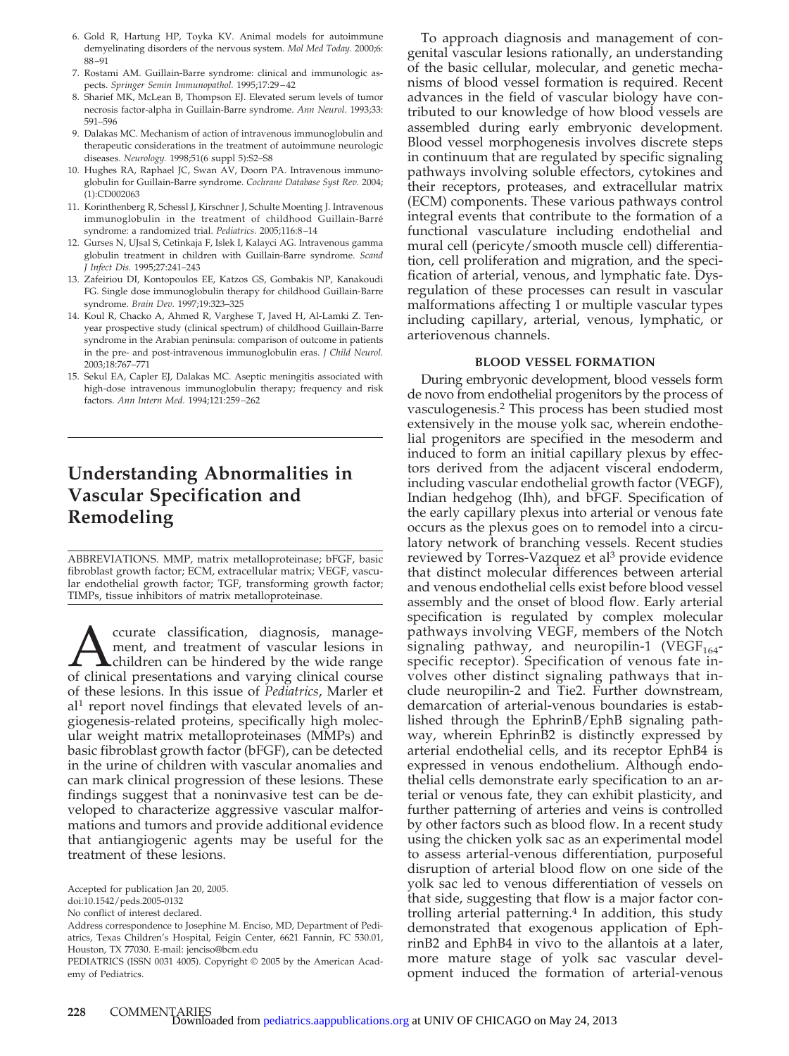6. Gold R, Hartung HP, Toyka KV. Animal models for autoimmune demyelinating disorders of the nervous system. *Mol Med Today.* 2000;6: 88–91
7. Rostami AM. Guillain-Barre syndrome: clinical and immunologic aspects. *Springer Semin Immunopathol.* 1995;17:29–42
8. Sharief MK, McLean B, Thompson EJ. Elevated serum levels of tumor necrosis factor-alpha in Guillain-Barre syndrome. *Ann Neurol.* 1993;33: 591–596
9. Dalakas MC. Mechanism of action of intravenous immunoglobulin and therapeutic considerations in the treatment of autoimmune neurologic diseases. *Neurology.* 1998;51(6 suppl 5):S2–S8
10. Hughes RA, Raphael JC, Swan AV, Doorn PA. Intravenous immunoglobulin for Guillain-Barre syndrome. *Cochrane Database Syst Rev.* 2004; (1):CD002063
11. Korinthenberg R, Schessl J, Kirschner J, Schulte Moenting J. Intravenous immunoglobulin in the treatment of childhood Guillain-Barré syndrome: a randomized trial. *Pediatrics.* 2005;116:8–14
12. Gurses N, UJsal S, Cetinkaja F, Islek I, Kalayci AG. Intravenous gamma globulin treatment in children with Guillain-Barre syndrome. *Scand J Infect Dis.* 1995;27:241–243
13. Zafeiriou DI, Kontopoulos EE, Katzos GS, Gombakis NP, Kanakoudi FG. Single dose immunoglobulin therapy for childhood Guillain-Barre syndrome. *Brain Dev.* 1997;19:323–325
14. Koul R, Chacko A, Ahmed R, Varghese T, Javed H, Al-Lamki Z. Ten-year prospective study (clinical spectrum) of childhood Guillain-Barre syndrome in the Arabian peninsula: comparison of outcome in patients in the pre- and post-intravenous immunoglobulin eras. *J Child Neurol.* 2003;18:767–771
15. Sekul EA, Capler EJ, Dalakas MC. Aseptic meningitis associated with high-dose intravenous immunoglobulin therapy; frequency and risk factors. *Ann Intern Med.* 1994;121:259–262

# Understanding Abnormalities in Vascular Specification and Remodeling

ABBREVIATIONS. MMP, matrix metalloproteinase; bFGF, basic fibroblast growth factor; ECM, extracellular matrix; VEGF, vascular endothelial growth factor; TGF, transforming growth factor; TIMPs, tissue inhibitors of matrix metalloproteinase.

Accurate classification, diagnosis, management, and treatment of vascular lesions in children can be hindered by the wide range of clinical presentations and varying clinical course of these lesions. In this issue of *Pediatrics*, Marler et al[1] report novel findings that elevated levels of angiogenesis-related proteins, specifically high molecular weight matrix metalloproteinases (MMPs) and basic fibroblast growth factor (bFGF), can be detected in the urine of children with vascular anomalies and can mark clinical progression of these lesions. These findings suggest that a noninvasive test can be developed to characterize aggressive vascular malformations and tumors and provide additional evidence that antiangiogenic agents may be useful for the treatment of these lesions.

Accepted for publication Jan 20, 2005.

doi:10.1542/peds.2005-0132

No conflict of interest declared.

Address correspondence to Josephine M. Enciso, MD, Department of Pediatrics, Texas Children's Hospital, Feigin Center, 6621 Fannin, FC 530.01, Houston, TX 77030. E-mail: jenciso@bcm.edu

PEDIATRICS (ISSN 0031 4005). Copyright © 2005 by the American Academy of Pediatrics.

To approach diagnosis and management of congenital vascular lesions rationally, an understanding of the basic cellular, molecular, and genetic mechanisms of blood vessel formation is required. Recent advances in the field of vascular biology have contributed to our knowledge of how blood vessels are assembled during early embryonic development. Blood vessel morphogenesis involves discrete steps in continuum that are regulated by specific signaling pathways involving soluble effectors, cytokines and their receptors, proteases, and extracellular matrix (ECM) components. These various pathways control integral events that contribute to the formation of a functional vasculature including endothelial and mural cell (pericyte/smooth muscle cell) differentiation, cell proliferation and migration, and the specification of arterial, venous, and lymphatic fate. Dysregulation of these processes can result in vascular malformations affecting 1 or multiple vascular types including capillary, arterial, venous, lymphatic, or arteriovenous channels.

## BLOOD VESSEL FORMATION

During embryonic development, blood vessels form de novo from endothelial progenitors by the process of vasculogenesis.[2] This process has been studied most extensively in the mouse yolk sac, wherein endothelial progenitors are specified in the mesoderm and induced to form an initial capillary plexus by effectors derived from the adjacent visceral endoderm, including vascular endothelial growth factor (VEGF), Indian hedgehog (Ihh), and bFGF. Specification of the early capillary plexus into arterial or venous fate occurs as the plexus goes on to remodel into a circulatory network of branching vessels. Recent studies reviewed by Torres-Vazquez et al[3] provide evidence that distinct molecular differences between arterial and venous endothelial cells exist before blood vessel assembly and the onset of blood flow. Early arterial specification is regulated by complex molecular pathways involving VEGF, members of the Notch signaling pathway, and neuropilin-1 ($VEGF_{164}$-specific receptor). Specification of venous fate involves other distinct signaling pathways that include neuropilin-2 and Tie2. Further downstream, demarcation of arterial-venous boundaries is established through the EphrinB/EphB signaling pathway, wherein EphrinB2 is distinctly expressed by arterial endothelial cells, and its receptor EphB4 is expressed in venous endothelium. Although endothelial cells demonstrate early specification to an arterial or venous fate, they can exhibit plasticity, and further patterning of arteries and veins is controlled by other factors such as blood flow. In a recent study using the chicken yolk sac as an experimental model to assess arterial-venous differentiation, purposeful disruption of arterial blood flow on one side of the yolk sac led to venous differentiation of vessels on that side, suggesting that flow is a major factor controlling arterial patterning.[4] In addition, this study demonstrated that exogenous application of EphrinB2 and EphB4 in vivo to the allantois at a later, more mature stage of yolk sac vascular development induced the formation of arterial-venous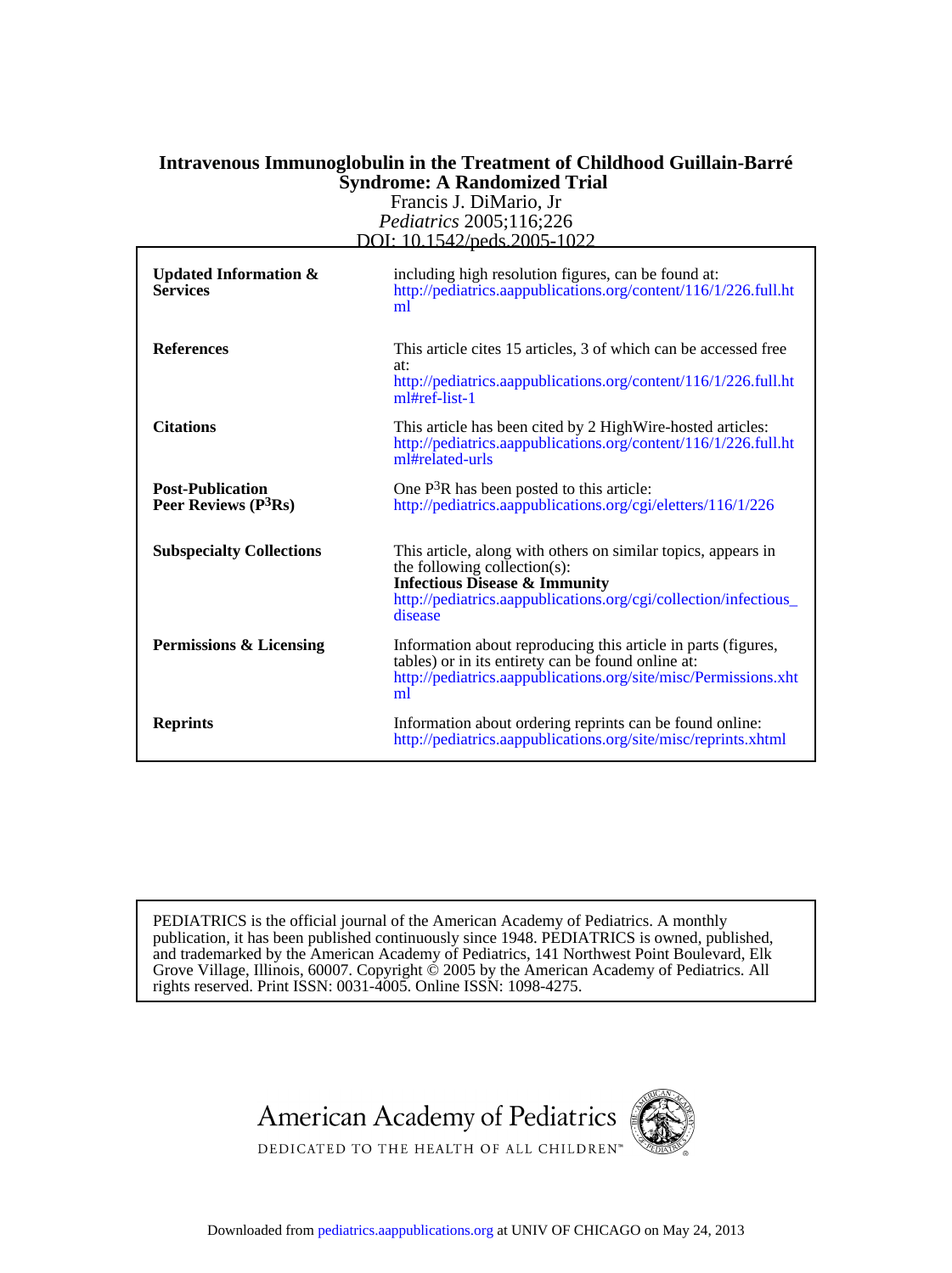**Intravenous Immunoglobulin in the Treatment of Childhood Guillain-Barré Syndrome: A Randomized Trial**

Francis J. DiMario, Jr

*Pediatrics* 2005;116;226

DOI: 10.1542/peds.2005-1022

| | |
|---|---|
| **Updated Information & Services** | including high resolution figures, can be found at: http://pediatrics.aappublications.org/content/116/1/226.full.html |
| **References** | This article cites 15 articles, 3 of which can be accessed free at: http://pediatrics.aappublications.org/content/116/1/226.full.html#ref-list-1 |
| **Citations** | This article has been cited by 2 HighWire-hosted articles: http://pediatrics.aappublications.org/content/116/1/226.full.html#related-urls |
| **Post-Publication Peer Reviews (P³Rs)** | One P³R has been posted to this article: http://pediatrics.aappublications.org/cgi/eletters/116/1/226 |
| **Subspecialty Collections** | This article, along with others on similar topics, appears in the following collection(s): **Infectious Disease & Immunity** http://pediatrics.aappublications.org/cgi/collection/infectious_disease |
| **Permissions & Licensing** | Information about reproducing this article in parts (figures, tables) or in its entirety can be found online at: http://pediatrics.aappublications.org/site/misc/Permissions.xhtml |
| **Reprints** | Information about ordering reprints can be found online: http://pediatrics.aappublications.org/site/misc/reprints.xhtml |

PEDIATRICS is the official journal of the American Academy of Pediatrics. A monthly publication, it has been published continuously since 1948. PEDIATRICS is owned, published, and trademarked by the American Academy of Pediatrics, 141 Northwest Point Boulevard, Elk Grove Village, Illinois, 60007. Copyright © 2005 by the American Academy of Pediatrics. All rights reserved. Print ISSN: 0031-4005. Online ISSN: 1098-4275.

American Academy of Pediatrics

DEDICATED TO THE HEALTH OF ALL CHILDREN™

Downloaded from pediatrics.aappublications.org at UNIV OF CHICAGO on May 24, 2013